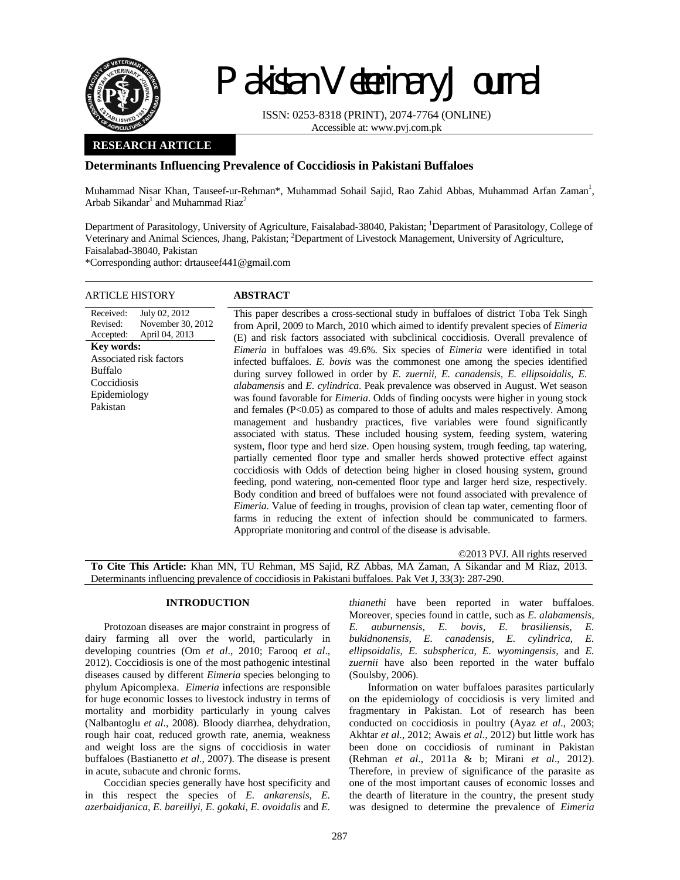# Pakistan Veterinary Journal

ISSN: 0253-8318 (PRINT), 2074-7764 (ONLINE)
Accessible at: www.pvj.com.pk

**RESEARCH ARTICLE**

## Determinants Influencing Prevalence of Coccidiosis in Pakistani Buffaloes

Muhammad Nisar Khan, Tauseef-ur-Rehman*, Muhammad Sohail Sajid, Rao Zahid Abbas, Muhammad Arfan Zaman[1], Arbab Sikandar[1] and Muhammad Riaz[2]

Department of Parasitology, University of Agriculture, Faisalabad-38040, Pakistan; [1]Department of Parasitology, College of Veterinary and Animal Sciences, Jhang, Pakistan; [2]Department of Livestock Management, University of Agriculture, Faisalabad-38040, Pakistan

*Corresponding author: drtauseef441@gmail.com

**ARTICLE HISTORY**

Received: July 02, 2012
Revised: November 30, 2012
Accepted: April 04, 2013

**Key words:**
Associated risk factors
Buffalo
Coccidiosis
Epidemiology
Pakistan

**ABSTRACT**

This paper describes a cross-sectional study in buffaloes of district Toba Tek Singh from April, 2009 to March, 2010 which aimed to identify prevalent species of *Eimeria* (E) and risk factors associated with subclinical coccidiosis. Overall prevalence of *Eimeria* in buffaloes was 49.6%. Six species of *Eimeria* were identified in total infected buffaloes. *E. bovis* was the commonest one among the species identified during survey followed in order by *E. zuernii, E. canadensis, E. ellipsoidalis, E. alabamensis* and *E. cylindrica*. Peak prevalence was observed in August. Wet season was found favorable for *Eimeria*. Odds of finding oocysts were higher in young stock and females ($P<0.05$) as compared to those of adults and males respectively. Among management and husbandry practices, five variables were found significantly associated with status. These included housing system, feeding system, watering system, floor type and herd size. Open housing system, trough feeding, tap watering, partially cemented floor type and smaller herds showed protective effect against coccidiosis with Odds of detection being higher in closed housing system, ground feeding, pond watering, non-cemented floor type and larger herd size, respectively. Body condition and breed of buffaloes were not found associated with prevalence of *Eimeria*. Value of feeding in troughs, provision of clean tap water, cementing floor of farms in reducing the extent of infection should be communicated to farmers. Appropriate monitoring and control of the disease is advisable.

©2013 PVJ. All rights reserved

**To Cite This Article:** Khan MN, TU Rehman, MS Sajid, RZ Abbas, MA Zaman, A Sikandar and M Riaz, 2013. Determinants influencing prevalence of coccidiosis in Pakistani buffaloes. Pak Vet J, 33(3): 287-290.

## INTRODUCTION

Protozoan diseases are major constraint in progress of dairy farming all over the world, particularly in developing countries (Om *et al*., 2010; Farooq *et al*., 2012). Coccidiosis is one of the most pathogenic intestinal diseases caused by different *Eimeria* species belonging to phylum Apicomplexa. *Eimeria* infections are responsible for huge economic losses to livestock industry in terms of mortality and morbidity particularly in young calves (Nalbantoglu *et al*., 2008). Bloody diarrhea, dehydration, rough hair coat, reduced growth rate, anemia, weakness and weight loss are the signs of coccidiosis in water buffaloes (Bastianetto *et al*., 2007). The disease is present in acute, subacute and chronic forms.

Coccidian species generally have host specificity and in this respect the species of *E. ankarensis, E. azerbaidjanica, E. bareillyi, E. gokaki, E. ovoidalis* and *E. thianethi* have been reported in water buffaloes. Moreover, species found in cattle, such as *E. alabamensis, E. auburnensis, E. bovis, E. brasiliensis, E. bukidnonensis, E. canadensis, E. cylindrica, E. ellipsoidalis, E. subspherica, E. wyomingensis,* and *E. zuernii* have also been reported in the water buffalo (Soulsby, 2006).

Information on water buffaloes parasites particularly on the epidemiology of coccidiosis is very limited and fragmentary in Pakistan. Lot of research has been conducted on coccidiosis in poultry (Ayaz *et al*., 2003; Akhtar *et al*., 2012; Awais *et al*., 2012) but little work has been done on coccidiosis of ruminant in Pakistan (Rehman *et al*., 2011a & b; Mirani *et al*., 2012). Therefore, in preview of significance of the parasite as one of the most important causes of economic losses and the dearth of literature in the country, the present study was designed to determine the prevalence of *Eimeria*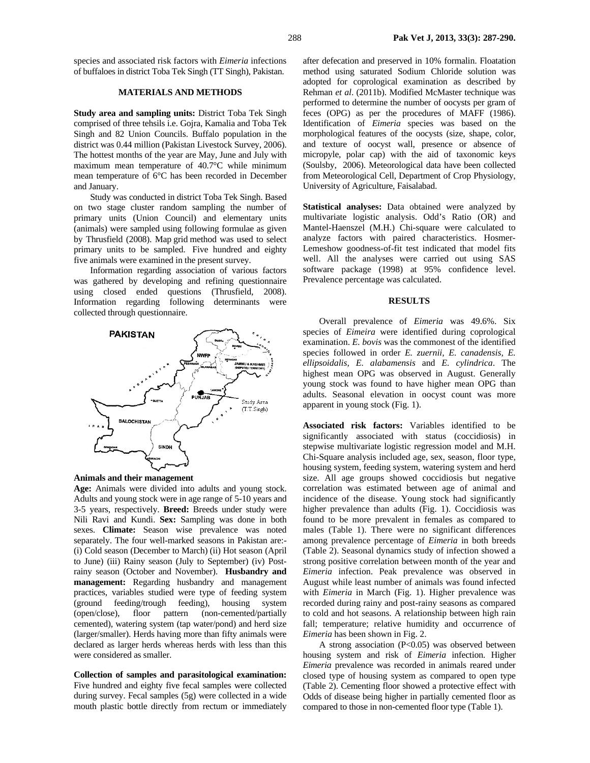species and associated risk factors with *Eimeria* infections of buffaloes in district Toba Tek Singh (TT Singh), Pakistan.

## MATERIALS AND METHODS

**Study area and sampling units:** District Toba Tek Singh comprised of three tehsils i.e. Gojra, Kamalia and Toba Tek Singh and 82 Union Councils. Buffalo population in the district was 0.44 million (Pakistan Livestock Survey, 2006). The hottest months of the year are May, June and July with maximum mean temperature of 40.7°C while minimum mean temperature of 6°C has been recorded in December and January.

Study was conducted in district Toba Tek Singh. Based on two stage cluster random sampling the number of primary units (Union Council) and elementary units (animals) were sampled using following formulae as given by Thrusfield (2008). Map grid method was used to select primary units to be sampled. Five hundred and eighty five animals were examined in the present survey.

Information regarding association of various factors was gathered by developing and refining questionnaire using closed ended questions (Thrusfield, 2008). Information regarding following determinants were collected through questionnaire.

**Animals and their management**

**Age:** Animals were divided into adults and young stock. Adults and young stock were in age range of 5-10 years and 3-5 years, respectively. **Breed:** Breeds under study were Nili Ravi and Kundi. **Sex:** Sampling was done in both sexes. **Climate:** Season wise prevalence was noted separately. The four well-marked seasons in Pakistan are:- (i) Cold season (December to March) (ii) Hot season (April to June) (iii) Rainy season (July to September) (iv) Post-rainy season (October and November). **Husbandry and management:** Regarding husbandry and management practices, variables studied were type of feeding system (ground feeding/trough feeding), housing system (open/close), floor pattern (non-cemented/partially cemented), watering system (tap water/pond) and herd size (larger/smaller). Herds having more than fifty animals were declared as larger herds whereas herds with less than this were considered as smaller.

**Collection of samples and parasitological examination:** Five hundred and eighty five fecal samples were collected during survey. Fecal samples (5g) were collected in a wide mouth plastic bottle directly from rectum or immediately after defecation and preserved in 10% formalin. Floatation method using saturated Sodium Chloride solution was adopted for coprological examination as described by Rehman *et al*. (2011b). Modified McMaster technique was performed to determine the number of oocysts per gram of feces (OPG) as per the procedures of MAFF (1986). Identification of *Eimeria* species was based on the morphological features of the oocysts (size, shape, color, and texture of oocyst wall, presence or absence of micropyle, polar cap) with the aid of taxonomic keys (Soulsby, 2006). Meteorological data have been collected from Meteorological Cell, Department of Crop Physiology, University of Agriculture, Faisalabad.

**Statistical analyses:** Data obtained were analyzed by multivariate logistic analysis. Odd's Ratio (OR) and Mantel-Haenszel (M.H.) Chi-square were calculated to analyze factors with paired characteristics. Hosmer-Lemeshow goodness-of-fit test indicated that model fits well. All the analyses were carried out using SAS software package (1998) at 95% confidence level. Prevalence percentage was calculated.

## RESULTS

Overall prevalence of *Eimeria* was 49.6%. Six species of *Eimeira* were identified during coprological examination. *E. bovis* was the commonest of the identified species followed in order *E. zuernii, E. canadensis, E. ellipsoidalis, E. alabamensis* and *E. cylindrica*. The highest mean OPG was observed in August. Generally young stock was found to have higher mean OPG than adults. Seasonal elevation in oocyst count was more apparent in young stock (Fig. 1).

**Associated risk factors:** Variables identified to be significantly associated with status (coccidiosis) in stepwise multivariate logistic regression model and M.H. Chi-Square analysis included age, sex, season, floor type, housing system, feeding system, watering system and herd size. All age groups showed coccidiosis but negative correlation was estimated between age of animal and incidence of the disease. Young stock had significantly higher prevalence than adults (Fig. 1). Coccidiosis was found to be more prevalent in females as compared to males (Table 1). There were no significant differences among prevalence percentage of *Eimeria* in both breeds (Table 2). Seasonal dynamics study of infection showed a strong positive correlation between month of the year and *Eimeria* infection. Peak prevalence was observed in August while least number of animals was found infected with *Eimeria* in March (Fig. 1). Higher prevalence was recorded during rainy and post-rainy seasons as compared to cold and hot seasons. A relationship between high rain fall; temperature; relative humidity and occurrence of *Eimeria* has been shown in Fig. 2.

A strong association ($P<0.05$) was observed between housing system and risk of *Eimeria* infection. Higher *Eimeria* prevalence was recorded in animals reared under closed type of housing system as compared to open type (Table 2). Cementing floor showed a protective effect with Odds of disease being higher in partially cemented floor as compared to those in non-cemented floor type (Table 1).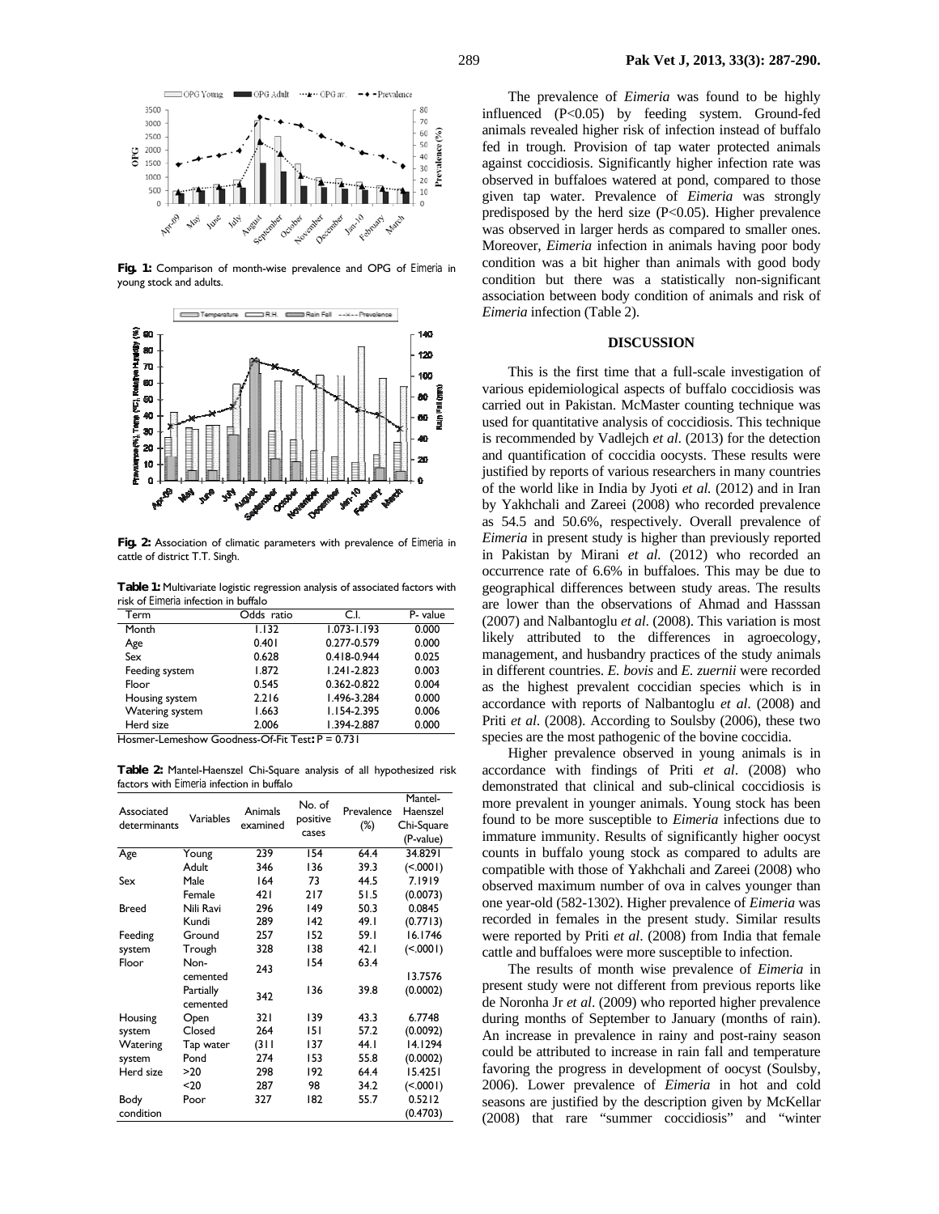Fig. 1: Comparison of month-wise prevalence and OPG of *Eimeria* in young stock and adults.

Fig. 2: Association of climatic parameters with prevalence of *Eimeria* in cattle of district T.T. Singh.

**Table 1:** Multivariate logistic regression analysis of associated factors with risk of *Eimeria* infection in buffalo

| Term | Odds ratio | C.I. | P- value |
|---|---|---|---|
| Month | 1.132 | 1.073-1.193 | 0.000 |
| Age | 0.401 | 0.277-0.579 | 0.000 |
| Sex | 0.628 | 0.418-0.944 | 0.025 |
| Feeding system | 1.872 | 1.241-2.823 | 0.003 |
| Floor | 0.545 | 0.362-0.822 | 0.004 |
| Housing system | 2.216 | 1.496-3.284 | 0.000 |
| Watering system | 1.663 | 1.154-2.395 | 0.006 |
| Herd size | 2.006 | 1.394-2.887 | 0.000 |

Hosmer-Lemeshow Goodness-Of-Fit Test: P = 0.731

**Table 2:** Mantel-Haenszel Chi-Square analysis of all hypothesized risk factors with *Eimeria* infection in buffalo

| Associated determinants | Variables | Animals examined | No. of positive cases | Prevalence (%) | Mantel-Haenszel Chi-Square (P-value) |
|---|---|---|---|---|---|
| Age | Young | 239 | 154 | 64.4 | 34.8291 |
| | Adult | 346 | 136 | 39.3 | (<.0001) |
| Sex | Male | 164 | 73 | 44.5 | 7.1919 |
| | Female | 421 | 217 | 51.5 | (0.0073) |
| Breed | Nili Ravi | 296 | 149 | 50.3 | 0.0845 |
| | Kundi | 289 | 142 | 49.1 | (0.7713) |
| Feeding system | Ground | 257 | 152 | 59.1 | 16.1746 |
| | Trough | 328 | 138 | 42.1 | (<.0001) |
| Floor | Non-cemented | 243 | 154 | 63.4 | 13.7576 |
| | Partially cemented | 342 | 136 | 39.8 | (0.0002) |
| Housing system | Open | 321 | 139 | 43.3 | 6.7748 |
| | Closed | 264 | 151 | 57.2 | (0.0092) |
| Watering system | Tap water | (311 | 137 | 44.1 | 14.1294 |
| | Pond | 274 | 153 | 55.8 | (0.0002) |
| Herd size | >20 | 298 | 192 | 64.4 | 15.4251 |
| | <20 | 287 | 98 | 34.2 | (<.0001) |
| Body condition | Poor | 327 | 182 | 55.7 | 0.5212 (0.4703) |

The prevalence of *Eimeria* was found to be highly influenced (P<0.05) by feeding system. Ground-fed animals revealed higher risk of infection instead of buffalo fed in trough. Provision of tap water protected animals against coccidiosis. Significantly higher infection rate was observed in buffaloes watered at pond, compared to those given tap water. Prevalence of *Eimeria* was strongly predisposed by the herd size (P<0.05). Higher prevalence was observed in larger herds as compared to smaller ones. Moreover, *Eimeria* infection in animals having poor body condition was a bit higher than animals with good body condition but there was a statistically non-significant association between body condition of animals and risk of *Eimeria* infection (Table 2).

## DISCUSSION

This is the first time that a full-scale investigation of various epidemiological aspects of buffalo coccidiosis was carried out in Pakistan. McMaster counting technique was used for quantitative analysis of coccidiosis. This technique is recommended by Vadlejch *et al*. (2013) for the detection and quantification of coccidia oocysts. These results were justified by reports of various researchers in many countries of the world like in India by Jyoti *et al.* (2012) and in Iran by Yakhchali and Zareei (2008) who recorded prevalence as 54.5 and 50.6%, respectively. Overall prevalence of *Eimeria* in present study is higher than previously reported in Pakistan by Mirani *et al.* (2012) who recorded an occurrence rate of 6.6% in buffaloes. This may be due to geographical differences between study areas. The results are lower than the observations of Ahmad and Hasssan (2007) and Nalbantoglu *et al*. (2008). This variation is most likely attributed to the differences in agroecology, management, and husbandry practices of the study animals in different countries. *E. bovis* and *E. zuernii* were recorded as the highest prevalent coccidian species which is in accordance with reports of Nalbantoglu *et al*. (2008) and Priti *et al*. (2008). According to Soulsby (2006), these two species are the most pathogenic of the bovine coccidia.

Higher prevalence observed in young animals is in accordance with findings of Priti *et al*. (2008) who demonstrated that clinical and sub-clinical coccidiosis is more prevalent in younger animals. Young stock has been found to be more susceptible to *Eimeria* infections due to immature immunity. Results of significantly higher oocyst counts in buffalo young stock as compared to adults are compatible with those of Yakhchali and Zareei (2008) who observed maximum number of ova in calves younger than one year-old (582-1302). Higher prevalence of *Eimeria* was recorded in females in the present study. Similar results were reported by Priti *et al*. (2008) from India that female cattle and buffaloes were more susceptible to infection.

The results of month wise prevalence of *Eimeria* in present study were not different from previous reports like de Noronha Jr *et al*. (2009) who reported higher prevalence during months of September to January (months of rain). An increase in prevalence in rainy and post-rainy season could be attributed to increase in rain fall and temperature favoring the progress in development of oocyst (Soulsby, 2006). Lower prevalence of *Eimeria* in hot and cold seasons are justified by the description given by McKellar (2008) that rare "summer coccidiosis" and "winter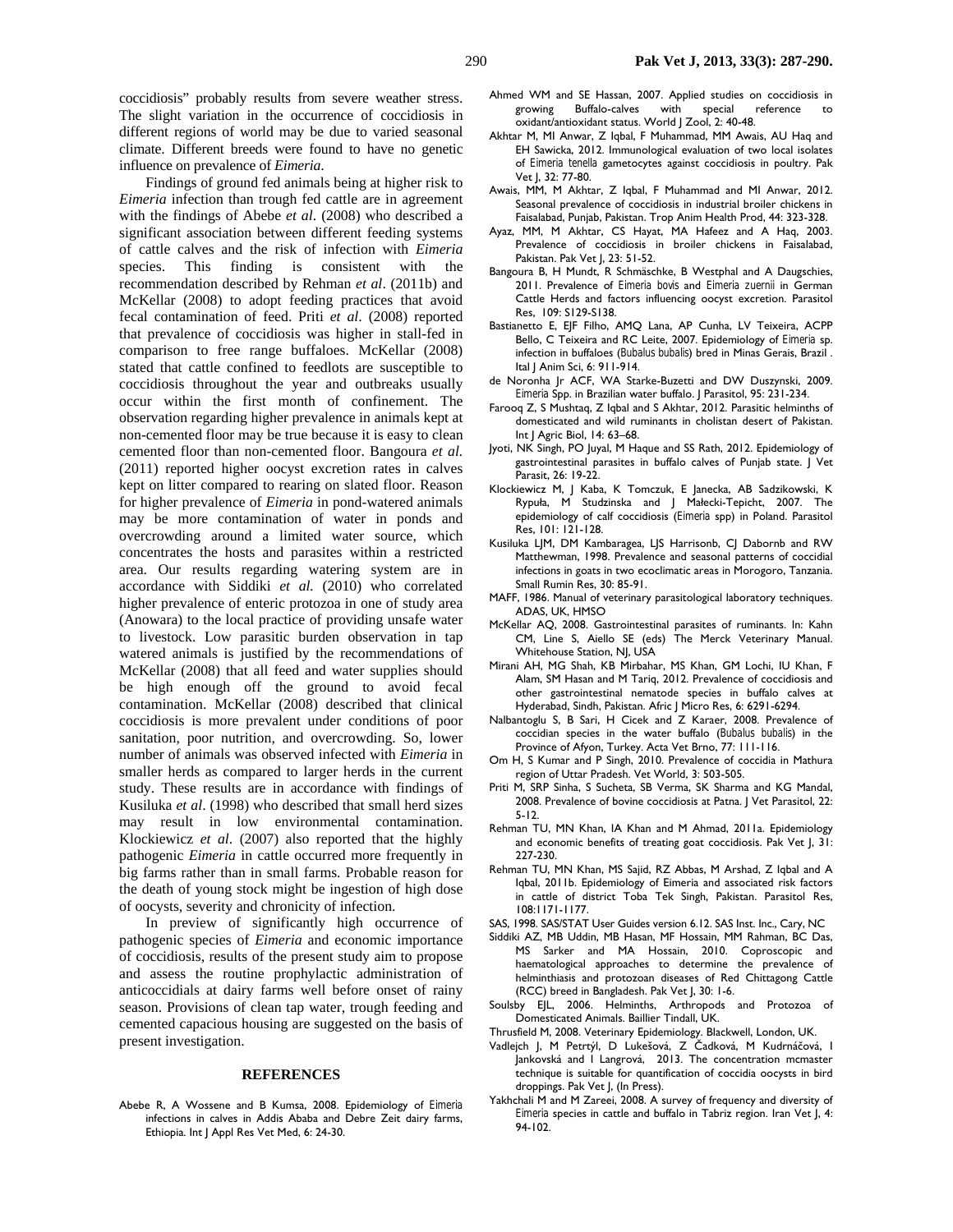coccidiosis" probably results from severe weather stress. The slight variation in the occurrence of coccidiosis in different regions of world may be due to varied seasonal climate. Different breeds were found to have no genetic influence on prevalence of *Eimeria*.

Findings of ground fed animals being at higher risk to *Eimeria* infection than trough fed cattle are in agreement with the findings of Abebe *et al*. (2008) who described a significant association between different feeding systems of cattle calves and the risk of infection with *Eimeria* species. This finding is consistent with the recommendation described by Rehman *et al*. (2011b) and McKellar (2008) to adopt feeding practices that avoid fecal contamination of feed. Priti *et al*. (2008) reported that prevalence of coccidiosis was higher in stall-fed in comparison to free range buffaloes. McKellar (2008) stated that cattle confined to feedlots are susceptible to coccidiosis throughout the year and outbreaks usually occur within the first month of confinement. The observation regarding higher prevalence in animals kept at non-cemented floor may be true because it is easy to clean cemented floor than non-cemented floor. Bangoura *et al*. (2011) reported higher oocyst excretion rates in calves kept on litter compared to rearing on slated floor. Reason for higher prevalence of *Eimeria* in pond-watered animals may be more contamination of water in ponds and overcrowding around a limited water source, which concentrates the hosts and parasites within a restricted area. Our results regarding watering system are in accordance with Siddiki *et al*. (2010) who correlated higher prevalence of enteric protozoa in one of study area (Anowara) to the local practice of providing unsafe water to livestock. Low parasitic burden observation in tap watered animals is justified by the recommendations of McKellar (2008) that all feed and water supplies should be high enough off the ground to avoid fecal contamination. McKellar (2008) described that clinical coccidiosis is more prevalent under conditions of poor sanitation, poor nutrition, and overcrowding. So, lower number of animals was observed infected with *Eimeria* in smaller herds as compared to larger herds in the current study. These results are in accordance with findings of Kusiluka *et al*. (1998) who described that small herd sizes may result in low environmental contamination. Klockiewicz *et al*. (2007) also reported that the highly pathogenic *Eimeria* in cattle occurred more frequently in big farms rather than in small farms. Probable reason for the death of young stock might be ingestion of high dose of oocysts, severity and chronicity of infection.

In preview of significantly high occurrence of pathogenic species of *Eimeria* and economic importance of coccidiosis, results of the present study aim to propose and assess the routine prophylactic administration of anticoccidials at dairy farms well before onset of rainy season. Provisions of clean tap water, trough feeding and cemented capacious housing are suggested on the basis of present investigation.

## REFERENCES

Abebe R, A Wossene and B Kumsa, 2008. Epidemiology of *Eimeria* infections in calves in Addis Ababa and Debre Zeit dairy farms, Ethiopia. Int J Appl Res Vet Med, 6: 24-30.

Ahmed WM and SE Hassan, 2007. Applied studies on coccidiosis in growing Buffalo-calves with special reference to oxidant/antioxidant status. World J Zool, 2: 40-48.

Akhtar M, MI Anwar, Z Iqbal, F Muhammad, MM Awais, AU Haq and EH Sawicka, 2012. Immunological evaluation of two local isolates of *Eimeria tenella* gametocytes against coccidiosis in poultry. Pak Vet J, 32: 77-80.

Awais, MM, M Akhtar, Z Iqbal, F Muhammad and MI Anwar, 2012. Seasonal prevalence of coccidiosis in industrial broiler chickens in Faisalabad, Punjab, Pakistan. Trop Anim Health Prod, 44: 323-328.

Ayaz, MM, M Akhtar, CS Hayat, MA Hafeez and A Haq, 2003. Prevalence of coccidiosis in broiler chickens in Faisalabad, Pakistan. Pak Vet J, 23: 51-52.

Bangoura B, H Mundt, R Schmäschke, B Westphal and A Daugschies, 2011. Prevalence of *Eimeria bovis* and *Eimeria zuernii* in German Cattle Herds and factors influencing oocyst excretion. Parasitol Res, 109: S129-S138.

Bastianetto E, EJF Filho, AMQ Lana, AP Cunha, LV Teixeira, ACPP Bello, C Teixeira and RC Leite, 2007. Epidemiology of *Eimeria* sp. infection in buffaloes (*Bubalus bubalis*) bred in Minas Gerais, Brazil . Ital J Anim Sci, 6: 911-914.

de Noronha Jr ACF, WA Starke-Buzetti and DW Duszynski, 2009. *Eimeria* Spp. in Brazilian water buffalo. J Parasitol, 95: 231-234.

Farooq Z, S Mushtaq, Z Iqbal and S Akhtar, 2012. Parasitic helminths of domesticated and wild ruminants in cholistan desert of Pakistan. Int J Agric Biol, 14: 63–68.

Jyoti, NK Singh, PO Juyal, M Haque and SS Rath, 2012. Epidemiology of gastrointestinal parasites in buffalo calves of Punjab state. J Vet Parasit, 26: 19-22.

Klockiewicz M, J Kaba, K Tomczuk, E Janecka, AB Sadzikowski, K Rypuła, M Studzinska and J Małecki-Tepicht, 2007. The epidemiology of calf coccidiosis (*Eimeria* spp) in Poland. Parasitol Res, 101: 121-128.

Kusiluka LJM, DM Kambaragea, LJS Harrisonb, CJ Daborndb and RW Matthewman, 1998. Prevalence and seasonal patterns of coccidial infections in goats in two ecoclimatic areas in Morogoro, Tanzania. Small Rumin Res, 30: 85-91.

MAFF, 1986. Manual of veterinary parasitological laboratory techniques. ADAS, UK, HMSO

McKellar AQ, 2008. Gastrointestinal parasites of ruminants. In: Kahn CM, Line S, Aiello SE (eds) The Merck Veterinary Manual. Whitehouse Station, NJ, USA

Mirani AH, MG Shah, KB Mirbahar, MS Khan, GM Lochi, IU Khan, F Alam, SM Hasan and M Tariq, 2012. Prevalence of coccidiosis and other gastrointestinal nematode species in buffalo calves at Hyderabad, Sindh, Pakistan. Afric J Micro Res, 6: 6291-6294.

Nalbantoglu S, B Sari, H Cicek and Z Karaer, 2008. Prevalence of coccidian species in the water buffalo (*Bubalus bubalis*) in the Province of Afyon, Turkey. Acta Vet Brno, 77: 111-116.

Om H, S Kumar and P Singh, 2010. Prevalence of coccidia in Mathura region of Uttar Pradesh. Vet World, 3: 503-505.

Priti M, SRP Sinha, S Sucheta, SB Verma, SK Sharma and KG Mandal, 2008. Prevalence of bovine coccidiosis at Patna. J Vet Parasitol, 22: 5-12.

Rehman TU, MN Khan, IA Khan and M Ahmad, 2011a. Epidemiology and economic benefits of treating goat coccidiosis. Pak Vet J, 31: 227-230.

Rehman TU, MN Khan, MS Sajid, RZ Abbas, M Arshad, Z Iqbal and A Iqbal, 2011b. Epidemiology of Eimeria and associated risk factors in cattle of district Toba Tek Singh, Pakistan. Parasitol Res, 108:1171-1177.

SAS, 1998. SAS/STAT User Guides version 6.12. SAS Inst. Inc., Cary, NC

Siddiki AZ, MB Uddin, MB Hasan, MF Hossain, MM Rahman, BC Das, MS Sarker and MA Hossain, 2010. Coproscopic and haematological approaches to determine the prevalence of helminthiasis and protozoan diseases of Red Chittagong Cattle (RCC) breed in Bangladesh. Pak Vet J, 30: 1-6.

Soulsby EJL, 2006. Helminths, Arthropods and Protozoa of Domesticated Animals. Baillier Tindall, UK.

Thrusfield M, 2008. Veterinary Epidemiology. Blackwell, London, UK.

Vadlejch J, M Petrtýl, D Lukešová, Z Čadková, M Kudrnáčová, I Jankovská and I Langrová, 2013. The concentration mcmaster technique is suitable for quantification of coccidia oocysts in bird droppings. Pak Vet J, (In Press).

Yakhchali M and M Zareei, 2008. A survey of frequency and diversity of *Eimeria* species in cattle and buffalo in Tabriz region. Iran Vet J, 4: 94-102.